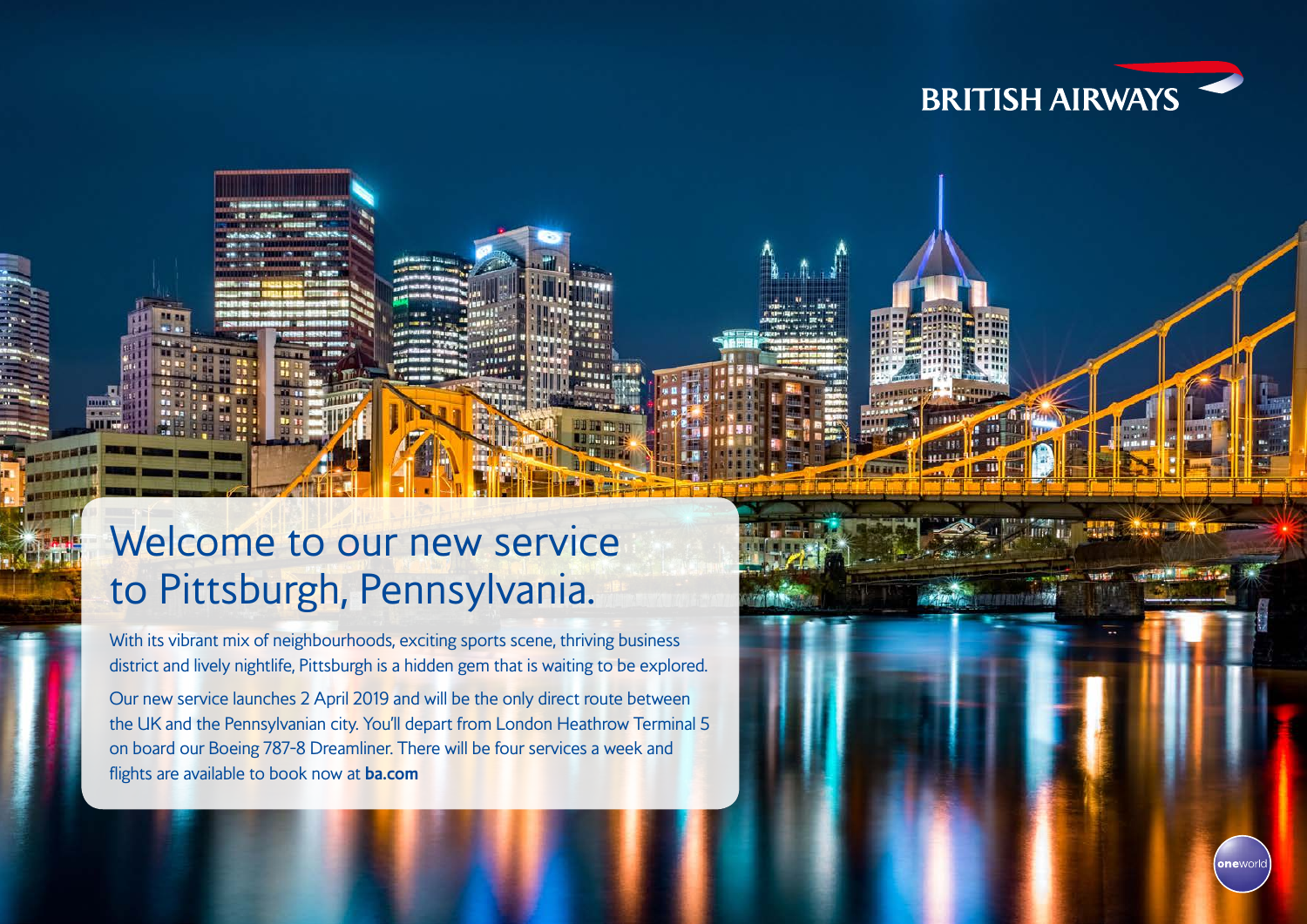BRITISH AIRWAYS

# Welcome to our new service to Pittsburgh, Pennsylvania.

With its vibrant mix of neighbourhoods, exciting sports scene, thriving business district and lively nightlife, Pittsburgh is a hidden gem that is waiting to be explored.

Our new service launches 2 April 2019 and will be the only direct route between the UK and the Pennsylvanian city. You'll depart from London Heathrow Terminal 5 on board our Boeing 787-8 Dreamliner. There will be four services a week and flights are available to book now at **ba.com**

oneworld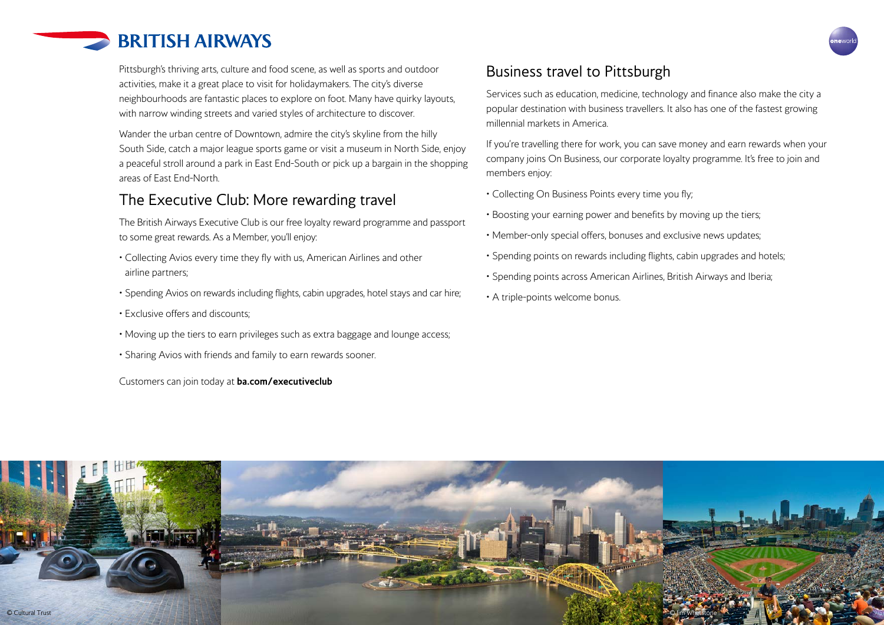Pittsburgh's thriving arts, culture and food scene, as well as sports and outdoor activities, make it a great place to visit for holidaymakers. The city's diverse neighbourhoods are fantastic places to explore on foot. Many have quirky layouts, with narrow winding streets and varied styles of architecture to discover.

Wander the urban centre of Downtown, admire the city's skyline from the hilly South Side, catch a major league sports game or visit a museum in North Side, enjoy a peaceful stroll around a park in East End-South or pick up a bargain in the shopping areas of East End-North.

## The Executive Club: More rewarding travel

The British Airways Executive Club is our free loyalty reward programme and passport to some great rewards. As a Member, you'll enjoy:

- Collecting Avios every time they fly with us, American Airlines and other airline partners;
- Spending Avios on rewards including flights, cabin upgrades, hotel stays and car hire;
- Exclusive offers and discounts;
- Moving up the tiers to earn privileges such as extra baggage and lounge access;
- Sharing Avios with friends and family to earn rewards sooner.

Customers can join today at **ba.com/executiveclub**

## Business travel to Pittsburgh

Services such as education, medicine, technology and finance also make the city a popular destination with business travellers. It also has one of the fastest growing millennial markets in America.

If you're travelling there for work, you can save money and earn rewards when your company joins On Business, our corporate loyalty programme. It's free to join and members enjoy:

- Collecting On Business Points every time you fly;
- Boosting your earning power and benefits by moving up the tiers;
- Member-only special offers, bonuses and exclusive news updates;
- Spending points on rewards including flights, cabin upgrades and hotels;
- Spending points across American Airlines, British Airways and Iberia;
- A triple-points welcome bonus.

© Cultural Trust

© Jim Whetstone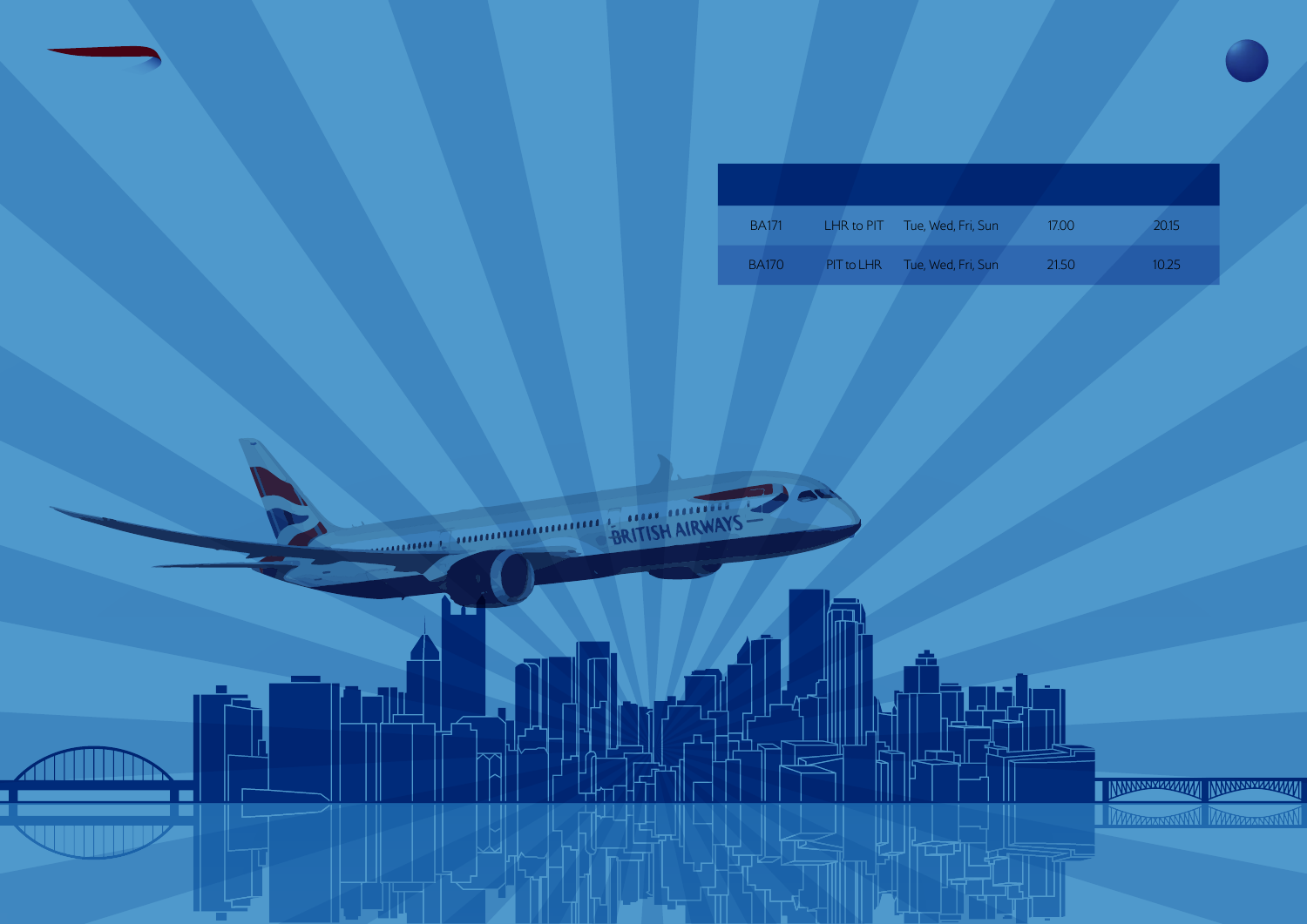| | | | | |
|---|---|---|---|---|
| BA171 | LHR to PIT | Tue, Wed, Fri, Sun | 17.00 | 20.15 |
| BA170 | PIT to LHR | Tue, Wed, Fri, Sun | 21.50 | 10.25 |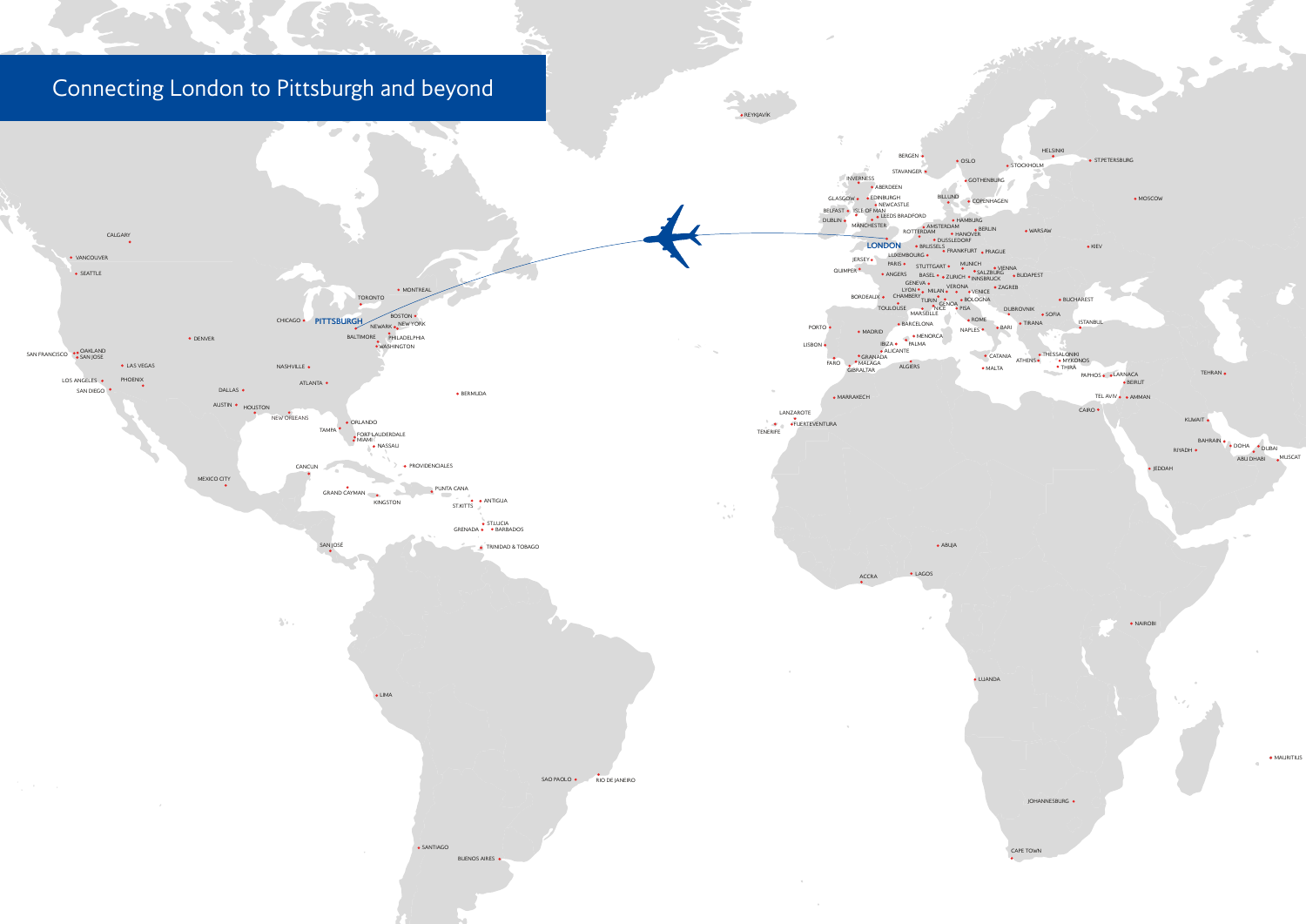# Connecting London to Pittsburgh and beyond

PITTSBURGH
LONDON

REYKJAVIK
CALGARY
VANCOUVER
SEATTLE
SAN FRANCISCO
OAKLAND
SAN JOSE
LAS VEGAS
LOS ANGELES
SAN DIEGO
PHOENIX
DENVER
DALLAS
AUSTIN
HOUSTON
NEW ORLEANS
CHICAGO
TORONTO
MONTREAL
BOSTON
NEW YORK
NEWARK
BALTIMORE
PHILADELPHIA
WASHINGTON
NASHVILLE
ATLANTA
ORLANDO
TAMPA
FORT LAUDERDALE
MIAMI
NASSAU
BERMUDA
PROVIDENCIALES
CANCUN
MEXICO CITY
GRAND CAYMAN
KINGSTON
PUNTA CANA
ANTIGUA
ST.KITTS
ST.LUCIA
GRENADA
BARBADOS
TRINIDAD & TOBAGO
SAN JOSE
LIMA
SAO PAOLO
RIO DE JANEIRO
SANTIAGO
BUENOS AIRES

BERGEN
OSLO
STAVANGER
STOCKHOLM
HELSINKI
ST.PETERSBURG
GOTHENBURG
MOSCOW
INVERNESS
ABERDEEN
GLASGOW
EDINBURGH
NEWCASTLE
BELFAST
ISLE OF MAN
LEEDS BRADFORD
DUBLIN
MANCHESTER
BILLUND
COPENHAGEN
HAMBURG
AMSTERDAM
ROTTERDAM
BERLIN
HANOVER
WARSAW
DUSSELDORF
BRUSSELS
FRANKFURT
PRAGUE
LUXEMBOURG
KIEV
JERSEY
PARIS
STUTTGART
MUNICH
VIENNA
SALZBURG
QUIMPER
ANGERS
BASEL
ZURICH
INNSBRUCK
BUDAPEST
GENEVA
VERONA
LYON
MILAN
VENICE
ZAGREB
BORDEAUX
CHAMBERY
TURIN
GENOA
BOLOGNA
BUCHAREST
TOULOUSE
NICE
PISA
MARSEILLE
DUBROVNIK
SOFIA
BARCELONA
ROME
PORTO
MADRID
NAPLES
BARI
TIRANA
ISTANBUL
MENORCA
LISBON
IBIZA
PALMA
ALICANTE
GRANADA
CATANIA
THESSALONIKI
ATHENS
MYKONOS
FARO
MALAGA
GIBRALTAR
ALGIERS
MALTA
THIRA
PAPHOS
LARNACA
BEIRUT
TEHRAN
MARRAKECH
TEL AVIV
AMMAN
LANZAROTE
CAIRO
TENERIFE
FUERTEVENTURA
KUWAIT
BAHRAIN
DOHA
DUBAI
RIYADH
ABU DHABI
MUSCAT
JEDDAH
ABUJA
ACCRA
LAGOS
NAIROBI
LUANDA
MAURITIUS
JOHANNESBURG
CAPE TOWN